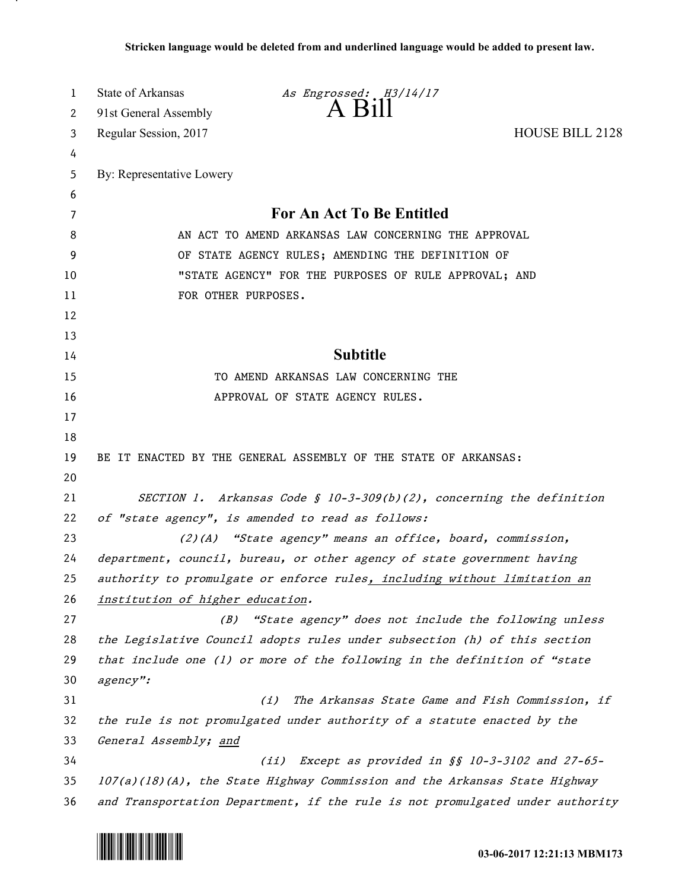Stricken language would be deleted from and underlined language would be added to present law.

State of Arkansas *As Engrossed: H3/14/17*
91st General Assembly **A Bill**
Regular Session, 2017 HOUSE BILL 2128

By: Representative Lowery

## For An Act To Be Entitled

AN ACT TO AMEND ARKANSAS LAW CONCERNING THE APPROVAL OF STATE AGENCY RULES; AMENDING THE DEFINITION OF "STATE AGENCY" FOR THE PURPOSES OF RULE APPROVAL; AND FOR OTHER PURPOSES.

## Subtitle

TO AMEND ARKANSAS LAW CONCERNING THE APPROVAL OF STATE AGENCY RULES.

BE IT ENACTED BY THE GENERAL ASSEMBLY OF THE STATE OF ARKANSAS:

*SECTION 1. Arkansas Code § 10-3-309(b)(2), concerning the definition of "state agency", is amended to read as follows:*

*(2)(A) "State agency" means an office, board, commission, department, council, bureau, or other agency of state government having authority to promulgate or enforce rules<u>, including without limitation an institution of higher education</u>.*

*(B) "State agency" does not include the following unless the Legislative Council adopts rules under subsection (h) of this section that include one (1) or more of the following in the definition of "state agency":*

*(i) The Arkansas State Game and Fish Commission, if the rule is not promulgated under authority of a statute enacted by the General Assembly; <u>and</u>*

*(ii) Except as provided in §§ 10-3-3102 and 27-65-107(a)(18)(A), the State Highway Commission and the Arkansas State Highway and Transportation Department, if the rule is not promulgated under authority*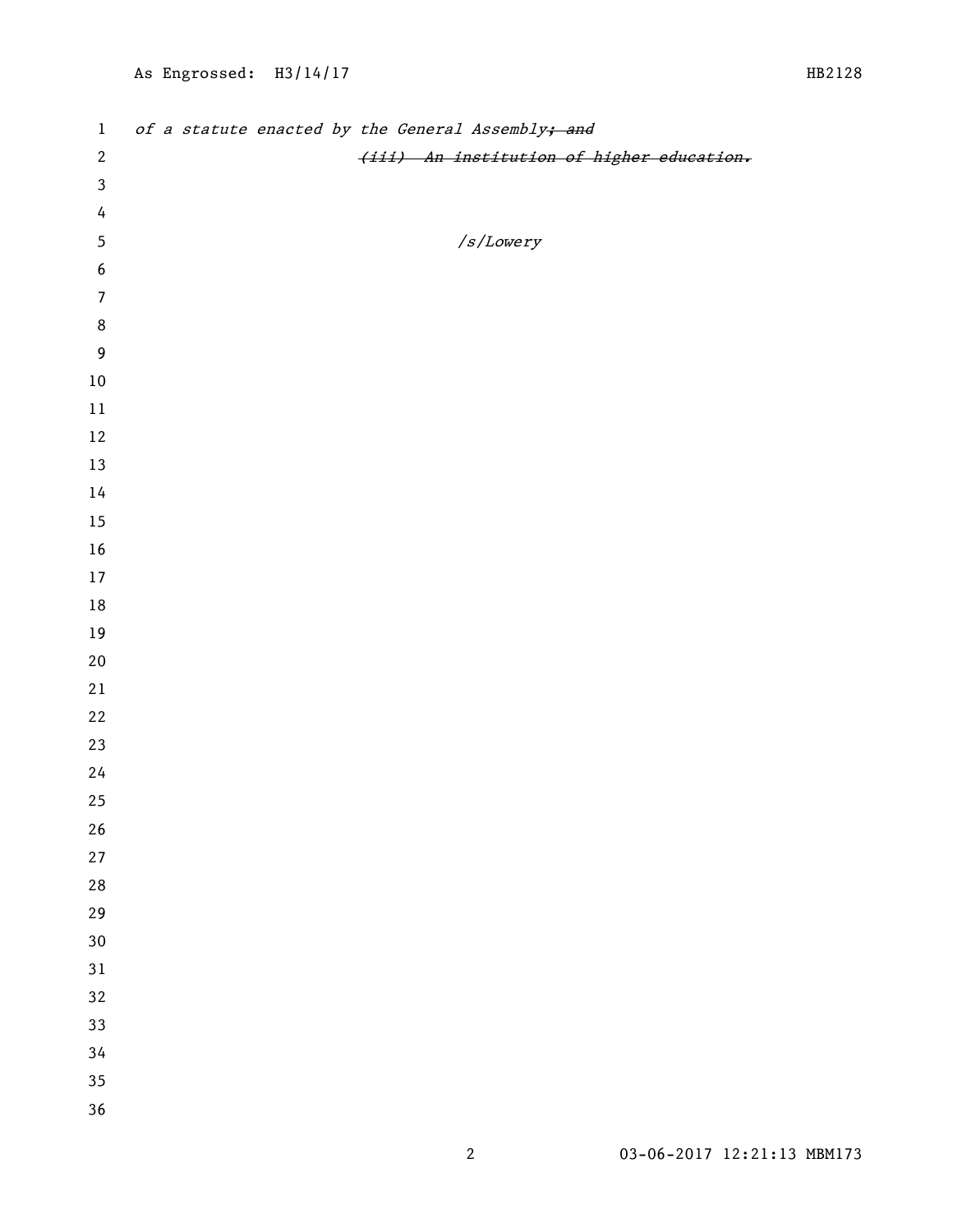*of a statute enacted by the General Assembly~~; and~~*

*~~(iii) An institution of higher education.~~*

*/s/Lowery*